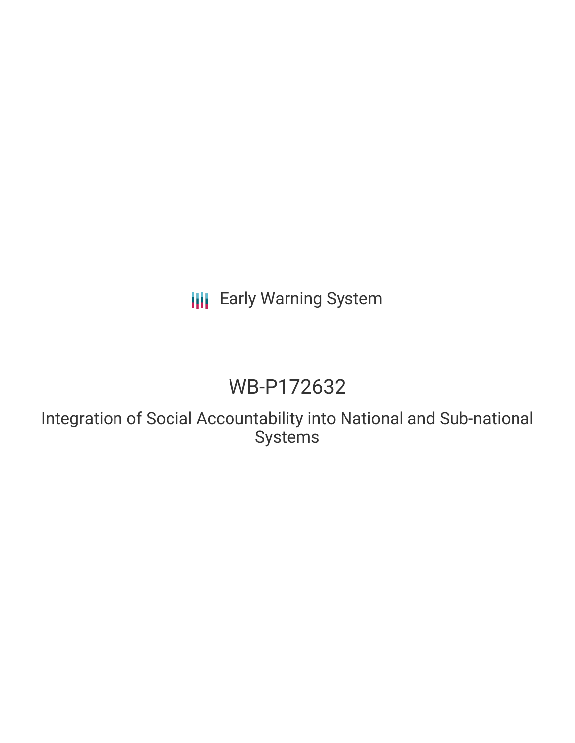Early Warning System

# WB-P172632

## Integration of Social Accountability into National and Sub-national Systems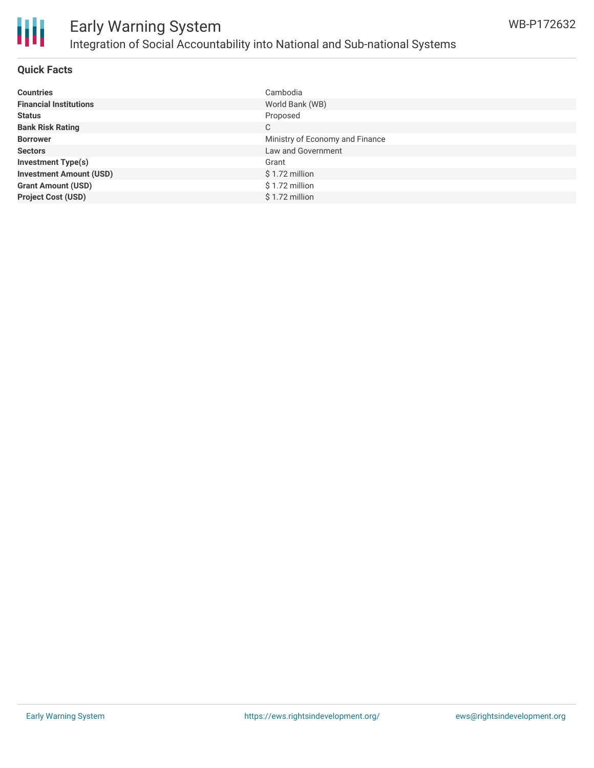## Quick Facts

| | |
|---|---|
| **Countries** | Cambodia |
| **Financial Institutions** | World Bank (WB) |
| **Status** | Proposed |
| **Bank Risk Rating** | C |
| **Borrower** | Ministry of Economy and Finance |
| **Sectors** | Law and Government |
| **Investment Type(s)** | Grant |
| **Investment Amount (USD)** | $ 1.72 million |
| **Grant Amount (USD)** | $ 1.72 million |
| **Project Cost (USD)** | $ 1.72 million |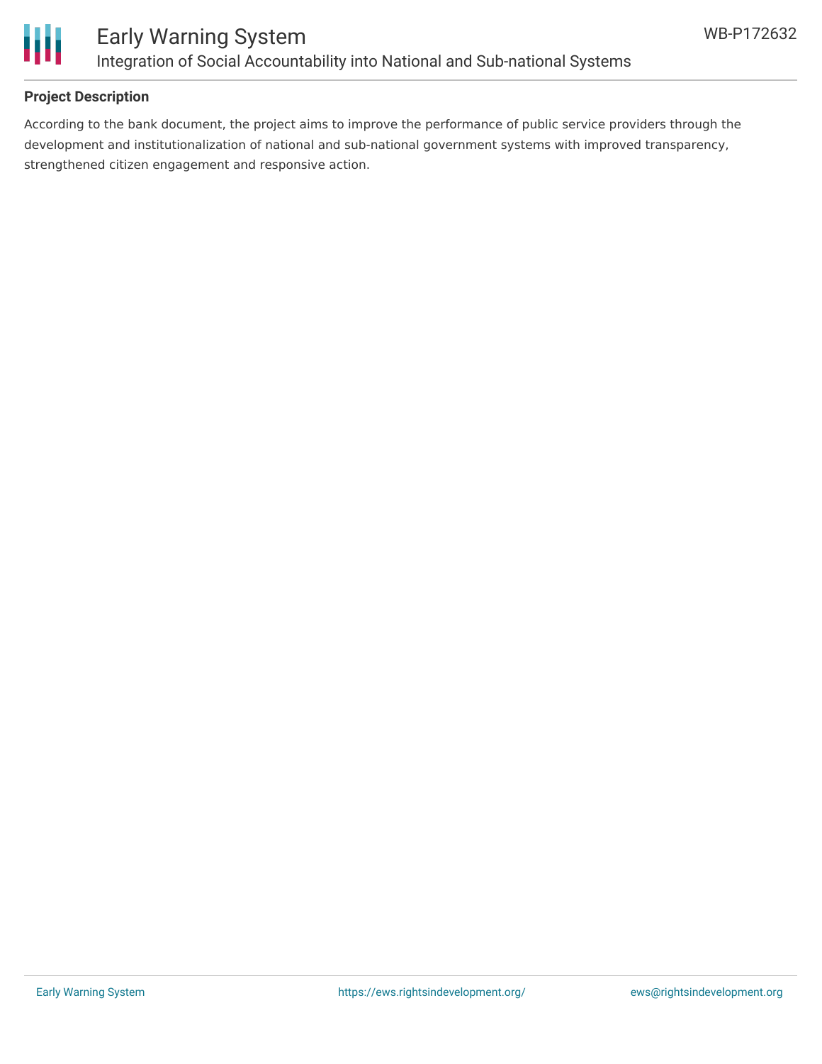## Project Description

According to the bank document, the project aims to improve the performance of public service providers through the development and institutionalization of national and sub-national government systems with improved transparency, strengthened citizen engagement and responsive action.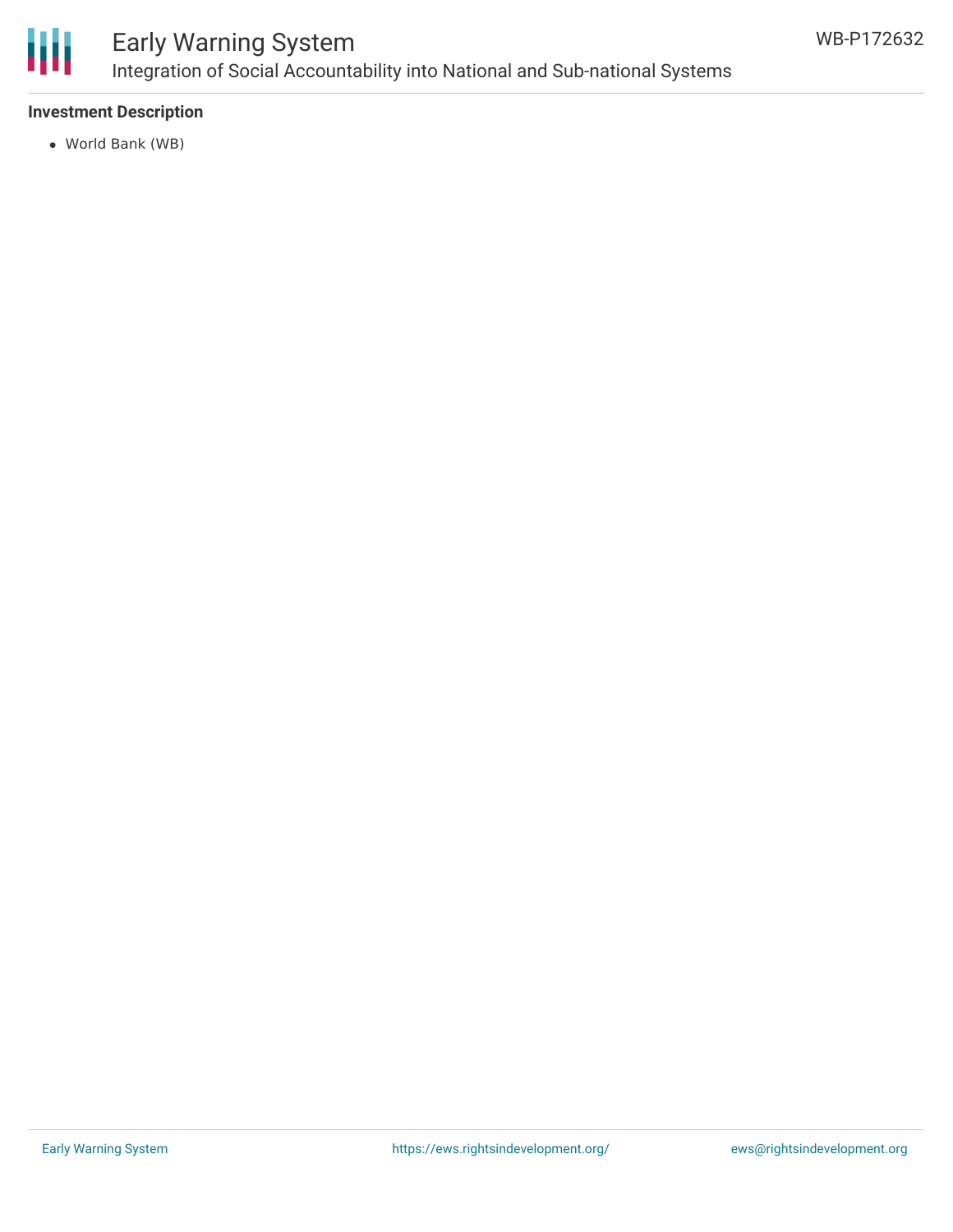**Investment Description**

- World Bank (WB)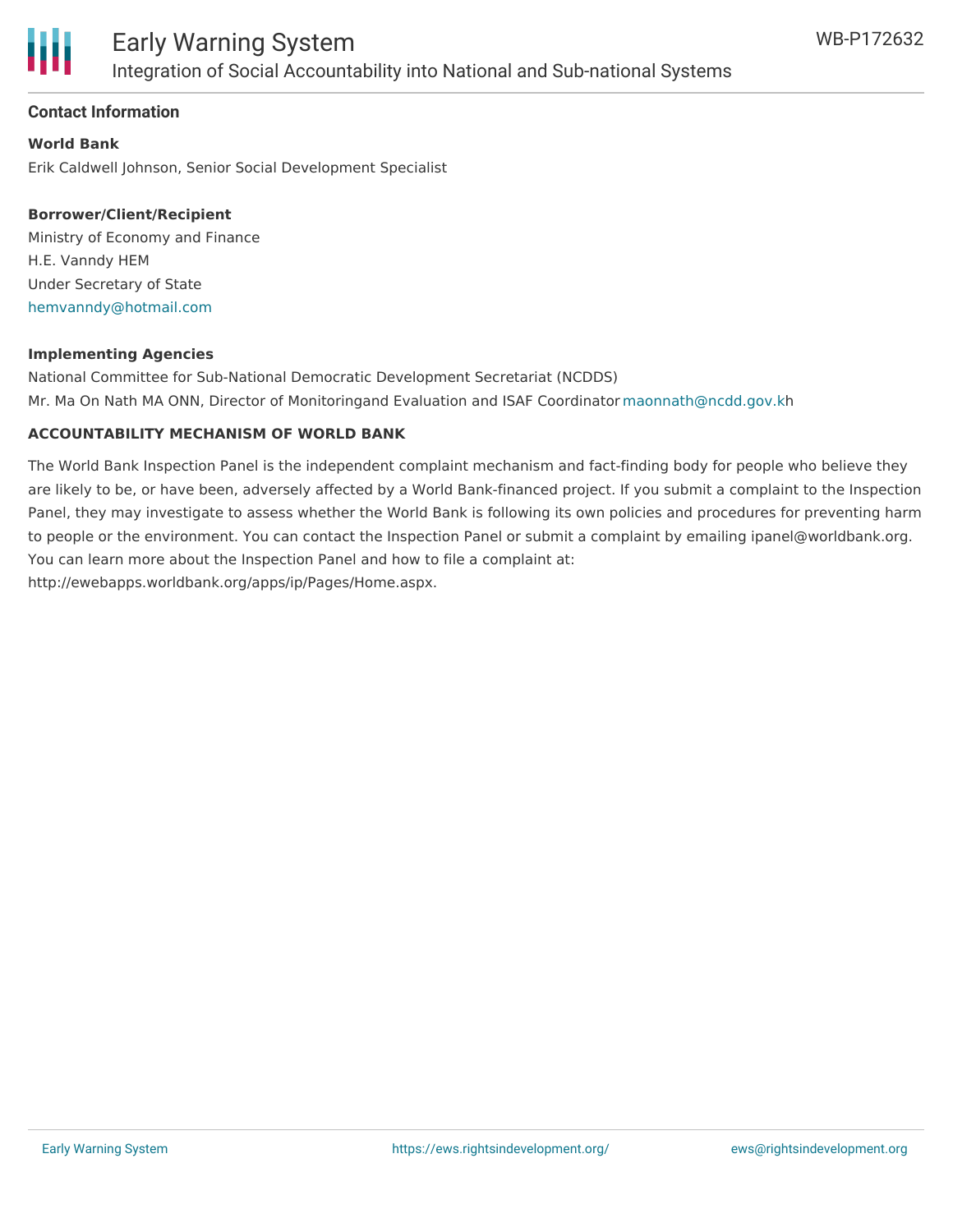## Contact Information

**World Bank**

Erik Caldwell Johnson, Senior Social Development Specialist

**Borrower/Client/Recipient**

Ministry of Economy and Finance
H.E. Vanndy HEM
Under Secretary of State
hemvanndy@hotmail.com

**Implementing Agencies**

National Committee for Sub-National Democratic Development Secretariat (NCDDS)
Mr. Ma On Nath MA ONN, Director of Monitoringand Evaluation and ISAF Coordinator maonnath@ncdd.gov.kh

**ACCOUNTABILITY MECHANISM OF WORLD BANK**

The World Bank Inspection Panel is the independent complaint mechanism and fact-finding body for people who believe they are likely to be, or have been, adversely affected by a World Bank-financed project. If you submit a complaint to the Inspection Panel, they may investigate to assess whether the World Bank is following its own policies and procedures for preventing harm to people or the environment. You can contact the Inspection Panel or submit a complaint by emailing ipanel@worldbank.org. You can learn more about the Inspection Panel and how to file a complaint at: http://ewebapps.worldbank.org/apps/ip/Pages/Home.aspx.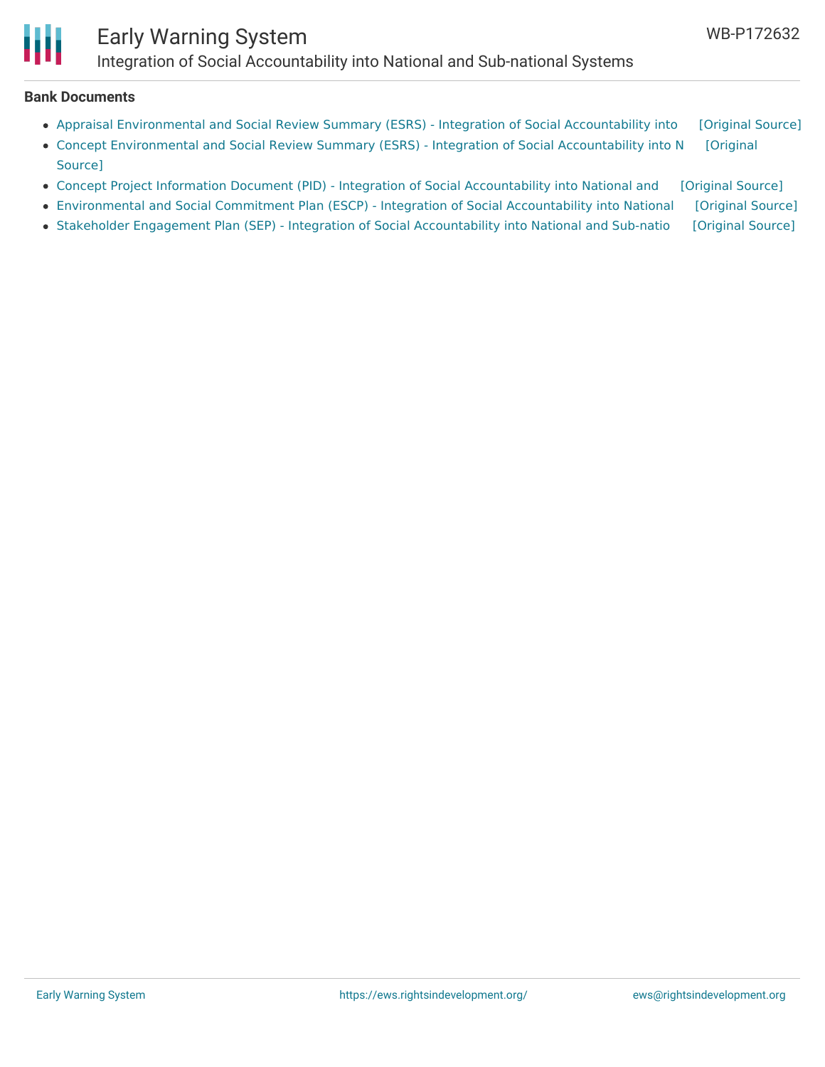**Bank Documents**

- Appraisal Environmental and Social Review Summary (ESRS) - Integration of Social Accountability into [Original Source]
- Concept Environmental and Social Review Summary (ESRS) - Integration of Social Accountability into N [Original Source]
- Concept Project Information Document (PID) - Integration of Social Accountability into National and [Original Source]
- Environmental and Social Commitment Plan (ESCP) - Integration of Social Accountability into National [Original Source]
- Stakeholder Engagement Plan (SEP) - Integration of Social Accountability into National and Sub-natio [Original Source]